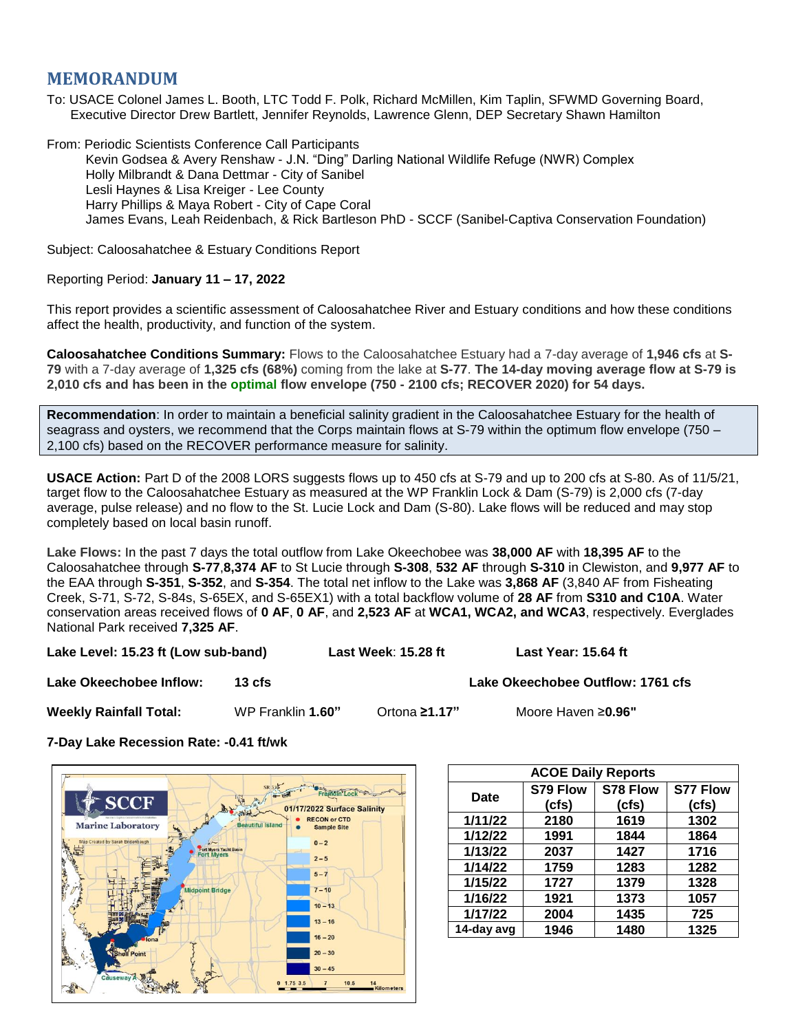# MEMORANDUM

To: USACE Colonel James L. Booth, LTC Todd F. Polk, Richard McMillen, Kim Taplin, SFWMD Governing Board, Executive Director Drew Bartlett, Jennifer Reynolds, Lawrence Glenn, DEP Secretary Shawn Hamilton

From: Periodic Scientists Conference Call Participants
Kevin Godsea & Avery Renshaw - J.N. "Ding" Darling National Wildlife Refuge (NWR) Complex
Holly Milbrandt & Dana Dettmar - City of Sanibel
Lesli Haynes & Lisa Kreiger - Lee County
Harry Phillips & Maya Robert - City of Cape Coral
James Evans, Leah Reidenbach, & Rick Bartleson PhD - SCCF (Sanibel-Captiva Conservation Foundation)

Subject: Caloosahatchee & Estuary Conditions Report

Reporting Period: **January 11 – 17, 2022**

This report provides a scientific assessment of Caloosahatchee River and Estuary conditions and how these conditions affect the health, productivity, and function of the system.

**Caloosahatchee Conditions Summary:** Flows to the Caloosahatchee Estuary had a 7-day average of **1,946 cfs** at **S-79** with a 7-day average of **1,325 cfs (68%)** coming from the lake at **S-77**. **The 14-day moving average flow at S-79 is 2,010 cfs and has been in the optimal flow envelope (750 - 2100 cfs; RECOVER 2020) for 54 days.**

> **Recommendation**: In order to maintain a beneficial salinity gradient in the Caloosahatchee Estuary for the health of seagrass and oysters, we recommend that the Corps maintain flows at S-79 within the optimum flow envelope (750 – 2,100 cfs) based on the RECOVER performance measure for salinity.

**USACE Action:** Part D of the 2008 LORS suggests flows up to 450 cfs at S-79 and up to 200 cfs at S-80. As of 11/5/21, target flow to the Caloosahatchee Estuary as measured at the WP Franklin Lock & Dam (S-79) is 2,000 cfs (7-day average, pulse release) and no flow to the St. Lucie Lock and Dam (S-80). Lake flows will be reduced and may stop completely based on local basin runoff.

**Lake Flows:** In the past 7 days the total outflow from Lake Okeechobee was **38,000 AF** with **18,395 AF** to the Caloosahatchee through **S-77**,**8,374 AF** to St Lucie through **S-308**, **532 AF** through **S-310** in Clewiston, and **9,977 AF** to the EAA through **S-351**, **S-352**, and **S-354**. The total net inflow to the Lake was **3,868 AF** (3,840 AF from Fisheating Creek, S-71, S-72, S-84s, S-65EX, and S-65EX1) with a total backflow volume of **28 AF** from **S310 and C10A**. Water conservation areas received flows of **0 AF**, **0 AF**, and **2,523 AF** at **WCA1, WCA2, and WCA3**, respectively. Everglades National Park received **7,325 AF**.

**Lake Level: 15.23 ft (Low sub-band)** | **Last Week: 15.28 ft** | **Last Year: 15.64 ft**

**Lake Okeechobee Inflow:** **13 cfs** | **Lake Okeechobee Outflow: 1761 cfs**

**Weekly Rainfall Total:** WP Franklin **1.60"** | Ortona **≥1.17"** | Moore Haven **≥0.96"**

**7-Day Lake Recession Rate: -0.41 ft/wk**

SCCF Marine Laboratory — 01/17/2022 Surface Salinity

| ACOE Daily Reports | | | |
|---|---|---|---|
| **Date** | **S79 Flow (cfs)** | **S78 Flow (cfs)** | **S77 Flow (cfs)** |
| **1/11/22** | 2180 | 1619 | 1302 |
| **1/12/22** | 1991 | 1844 | 1864 |
| **1/13/22** | 2037 | 1427 | 1716 |
| **1/14/22** | 1759 | 1283 | 1282 |
| **1/15/22** | 1727 | 1379 | 1328 |
| **1/16/22** | 1921 | 1373 | 1057 |
| **1/17/22** | 2004 | 1435 | 725 |
| **14-day avg** | **1946** | **1480** | **1325** |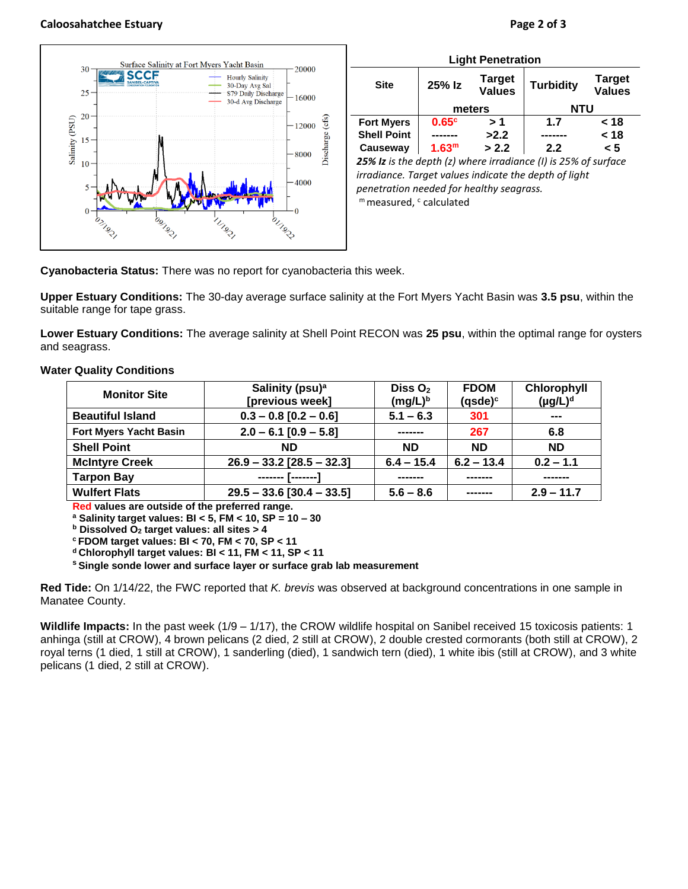**Caloosahatchee Estuary**

**Light Penetration**

| Site | 25% Iz | Target Values | Turbidity | Target Values |
|---|---|---|---|---|
| | meters | | NTU | |
| Fort Myers | 0.65[c] | > 1 | 1.7 | < 18 |
| Shell Point | ------- | >2.2 | ------- | < 18 |
| Causeway | 1.63[m] | > 2.2 | 2.2 | < 5 |

***25% Iz** is the depth (z) where irradiance (I) is 25% of surface irradiance. Target values indicate the depth of light penetration needed for healthy seagrass.*

[m] measured, [c] calculated

**Cyanobacteria Status:** There was no report for cyanobacteria this week.

**Upper Estuary Conditions:** The 30-day average surface salinity at the Fort Myers Yacht Basin was **3.5 psu**, within the suitable range for tape grass.

**Lower Estuary Conditions:** The average salinity at Shell Point RECON was **25 psu**, within the optimal range for oysters and seagrass.

**Water Quality Conditions**

| Monitor Site | Salinity (psu)[a] [previous week] | Diss $O_2$ (mg/L)[b] | FDOM (qsde)[c] | Chlorophyll (µg/L)[d] |
|---|---|---|---|---|
| **Beautiful Island** | **0.3 – 0.8 [0.2 – 0.6]** | **5.1 – 6.3** | **301** | **---** |
| **Fort Myers Yacht Basin** | **2.0 – 6.1 [0.9 – 5.8]** | **-------** | **267** | **6.8** |
| **Shell Point** | **ND** | **ND** | **ND** | **ND** |
| **McIntyre Creek** | **26.9 – 33.2 [28.5 – 32.3]** | **6.4 – 15.4** | **6.2 – 13.4** | **0.2 – 1.1** |
| **Tarpon Bay** | **------- [-------]** | **-------** | **-------** | **-------** |
| **Wulfert Flats** | **29.5 – 33.6 [30.4 – 33.5]** | **5.6 – 8.6** | **-------** | **2.9 – 11.7** |

**Red values are outside of the preferred range.**
[a] **Salinity target values: BI < 5, FM < 10, SP = 10 – 30**
[b] **Dissolved $O_2$ target values: all sites > 4**
[c] **FDOM target values: BI < 70, FM < 70, SP < 11**
[d] **Chlorophyll target values: BI < 11, FM < 11, SP < 11**
[s] **Single sonde lower and surface layer or surface grab lab measurement**

**Red Tide:** On 1/14/22, the FWC reported that *K. brevis* was observed at background concentrations in one sample in Manatee County.

**Wildlife Impacts:** In the past week (1/9 – 1/17), the CROW wildlife hospital on Sanibel received 15 toxicosis patients: 1 anhinga (still at CROW), 4 brown pelicans (2 died, 2 still at CROW), 2 double crested cormorants (both still at CROW), 2 royal terns (1 died, 1 still at CROW), 1 sanderling (died), 1 sandwich tern (died), 1 white ibis (still at CROW), and 3 white pelicans (1 died, 2 still at CROW).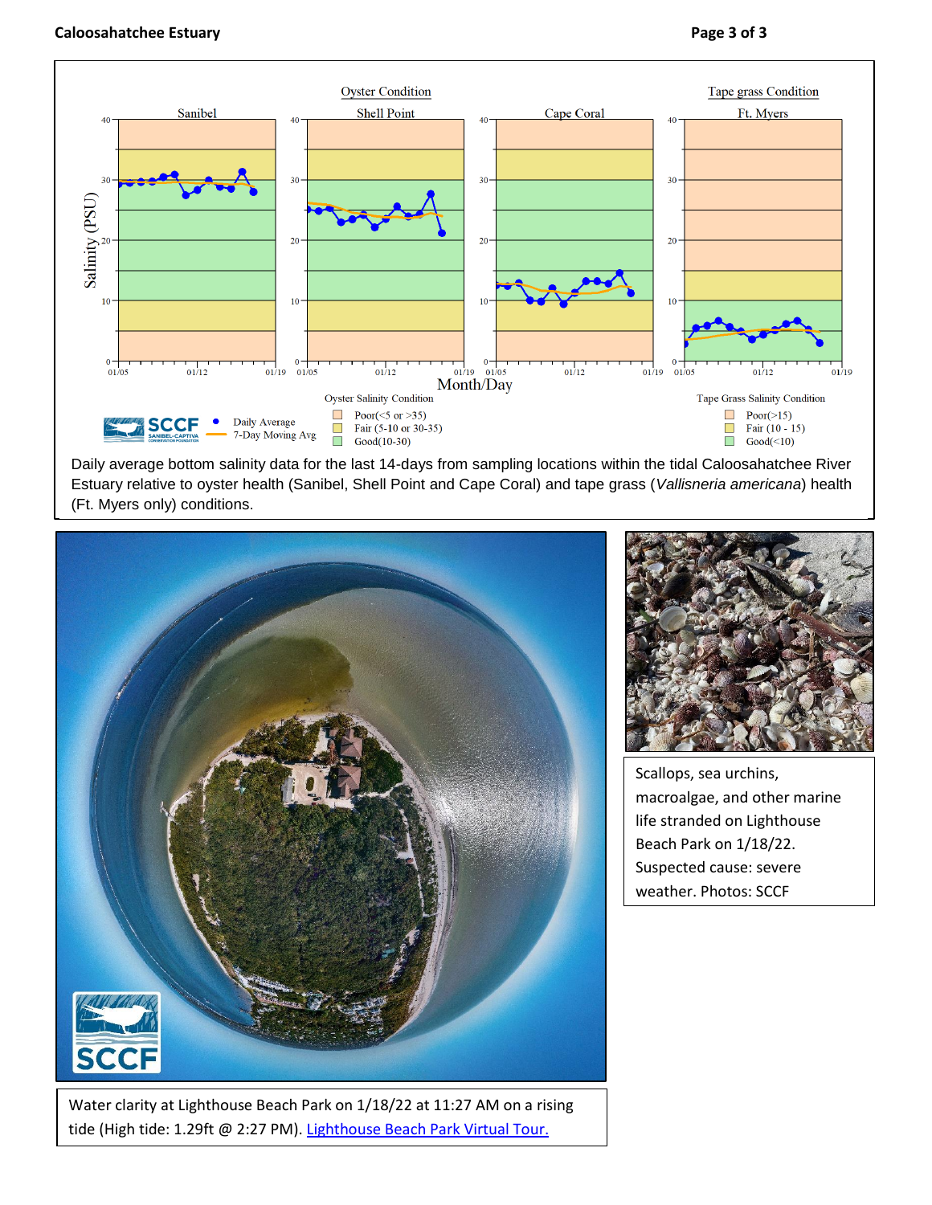Oyster Condition

Tape grass Condition

Sanibel

Shell Point

Cape Coral

Ft. Myers

Salinity (PSU)

40

30

20

10

0

01/05

01/12

01/19

Month/Day

Daily Average

7-Day Moving Avg

Oyster Salinity Condition

Poor(<5 or >35)

Fair (5-10 or 30-35)

Good(10-30)

Tape Grass Salinity Condition

Poor(>15)

Fair (10 - 15)

Good(<10)

Daily average bottom salinity data for the last 14-days from sampling locations within the tidal Caloosahatchee River Estuary relative to oyster health (Sanibel, Shell Point and Cape Coral) and tape grass (*Vallisneria americana*) health (Ft. Myers only) conditions.

Water clarity at Lighthouse Beach Park on 1/18/22 at 11:27 AM on a rising tide (High tide: 1.29ft @ 2:27 PM). [Lighthouse Beach Park Virtual Tour.]

Scallops, sea urchins, macroalgae, and other marine life stranded on Lighthouse Beach Park on 1/18/22. Suspected cause: severe weather. Photos: SCCF